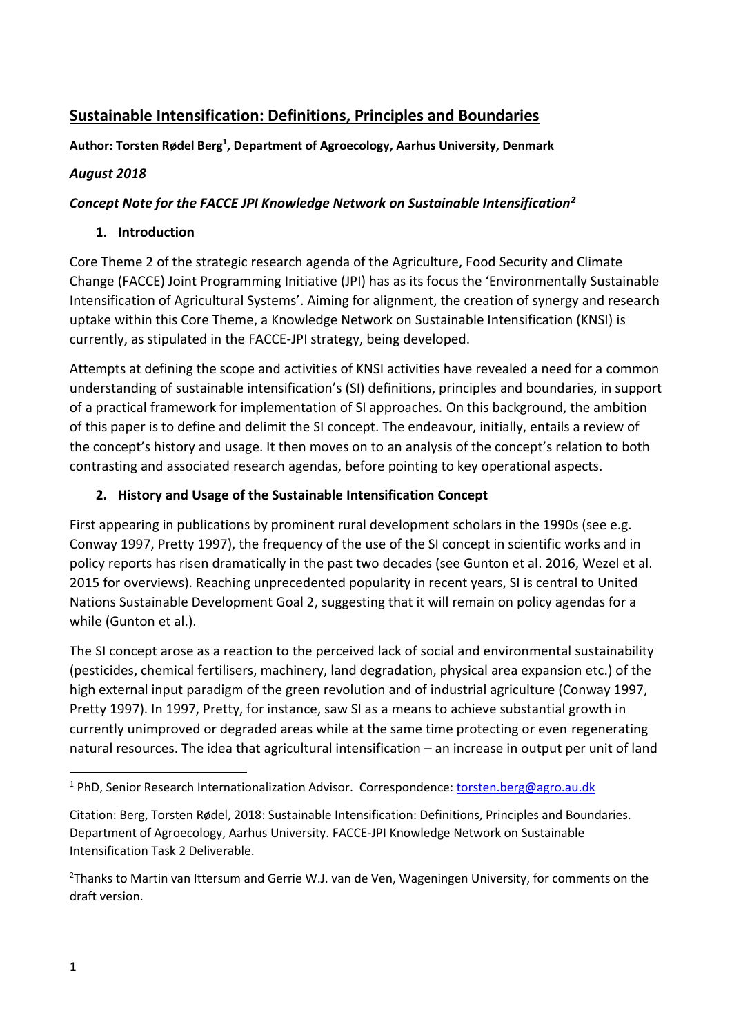# Sustainable Intensification: Definitions, Principles and Boundaries

**Author: Torsten Rødel Berg[1], Department of Agroecology, Aarhus University, Denmark**

***August 2018***

***Concept Note for the FACCE JPI Knowledge Network on Sustainable Intensification[2]***

## 1. Introduction

Core Theme 2 of the strategic research agenda of the Agriculture, Food Security and Climate Change (FACCE) Joint Programming Initiative (JPI) has as its focus the 'Environmentally Sustainable Intensification of Agricultural Systems'. Aiming for alignment, the creation of synergy and research uptake within this Core Theme, a Knowledge Network on Sustainable Intensification (KNSI) is currently, as stipulated in the FACCE-JPI strategy, being developed.

Attempts at defining the scope and activities of KNSI activities have revealed a need for a common understanding of sustainable intensification's (SI) definitions, principles and boundaries, in support of a practical framework for implementation of SI approaches. On this background, the ambition of this paper is to define and delimit the SI concept. The endeavour, initially, entails a review of the concept's history and usage. It then moves on to an analysis of the concept's relation to both contrasting and associated research agendas, before pointing to key operational aspects.

## 2. History and Usage of the Sustainable Intensification Concept

First appearing in publications by prominent rural development scholars in the 1990s (see e.g. Conway 1997, Pretty 1997), the frequency of the use of the SI concept in scientific works and in policy reports has risen dramatically in the past two decades (see Gunton et al. 2016, Wezel et al. 2015 for overviews). Reaching unprecedented popularity in recent years, SI is central to United Nations Sustainable Development Goal 2, suggesting that it will remain on policy agendas for a while (Gunton et al.).

The SI concept arose as a reaction to the perceived lack of social and environmental sustainability (pesticides, chemical fertilisers, machinery, land degradation, physical area expansion etc.) of the high external input paradigm of the green revolution and of industrial agriculture (Conway 1997, Pretty 1997). In 1997, Pretty, for instance, saw SI as a means to achieve substantial growth in currently unimproved or degraded areas while at the same time protecting or even regenerating natural resources. The idea that agricultural intensification – an increase in output per unit of land

---

[1] PhD, Senior Research Internationalization Advisor. Correspondence: torsten.berg@agro.au.dk

Citation: Berg, Torsten Rødel, 2018: Sustainable Intensification: Definitions, Principles and Boundaries. Department of Agroecology, Aarhus University. FACCE-JPI Knowledge Network on Sustainable Intensification Task 2 Deliverable.

[2] Thanks to Martin van Ittersum and Gerrie W.J. van de Ven, Wageningen University, for comments on the draft version.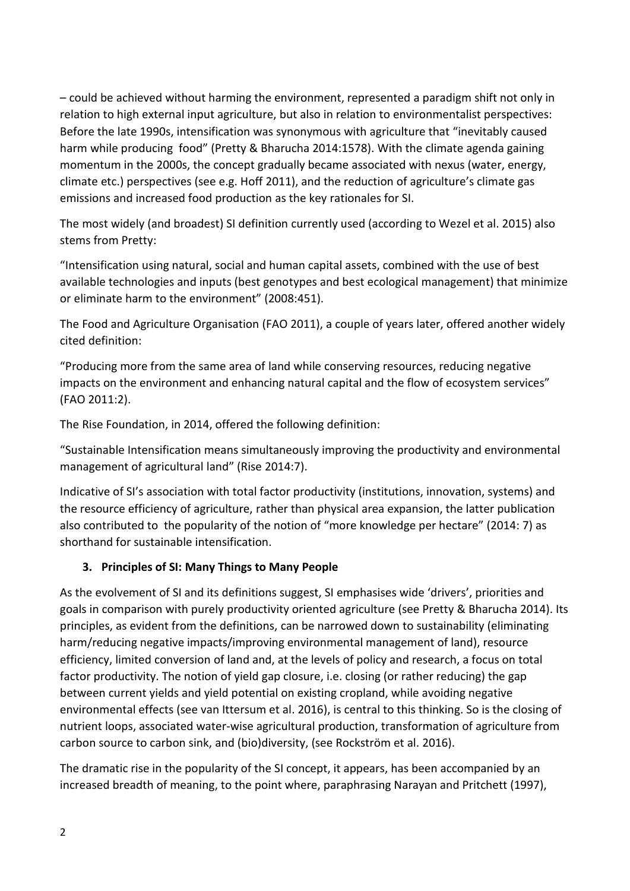– could be achieved without harming the environment, represented a paradigm shift not only in relation to high external input agriculture, but also in relation to environmentalist perspectives: Before the late 1990s, intensification was synonymous with agriculture that "inevitably caused harm while producing food" (Pretty & Bharucha 2014:1578). With the climate agenda gaining momentum in the 2000s, the concept gradually became associated with nexus (water, energy, climate etc.) perspectives (see e.g. Hoff 2011), and the reduction of agriculture's climate gas emissions and increased food production as the key rationales for SI.

The most widely (and broadest) SI definition currently used (according to Wezel et al. 2015) also stems from Pretty:

"Intensification using natural, social and human capital assets, combined with the use of best available technologies and inputs (best genotypes and best ecological management) that minimize or eliminate harm to the environment" (2008:451).

The Food and Agriculture Organisation (FAO 2011), a couple of years later, offered another widely cited definition:

"Producing more from the same area of land while conserving resources, reducing negative impacts on the environment and enhancing natural capital and the flow of ecosystem services" (FAO 2011:2).

The Rise Foundation, in 2014, offered the following definition:

"Sustainable Intensification means simultaneously improving the productivity and environmental management of agricultural land" (Rise 2014:7).

Indicative of SI's association with total factor productivity (institutions, innovation, systems) and the resource efficiency of agriculture, rather than physical area expansion, the latter publication also contributed to the popularity of the notion of "more knowledge per hectare" (2014: 7) as shorthand for sustainable intensification.

## 3. Principles of SI: Many Things to Many People

As the evolvement of SI and its definitions suggest, SI emphasises wide 'drivers', priorities and goals in comparison with purely productivity oriented agriculture (see Pretty & Bharucha 2014). Its principles, as evident from the definitions, can be narrowed down to sustainability (eliminating harm/reducing negative impacts/improving environmental management of land), resource efficiency, limited conversion of land and, at the levels of policy and research, a focus on total factor productivity. The notion of yield gap closure, i.e. closing (or rather reducing) the gap between current yields and yield potential on existing cropland, while avoiding negative environmental effects (see van Ittersum et al. 2016), is central to this thinking. So is the closing of nutrient loops, associated water-wise agricultural production, transformation of agriculture from carbon source to carbon sink, and (bio)diversity, (see Rockström et al. 2016).

The dramatic rise in the popularity of the SI concept, it appears, has been accompanied by an increased breadth of meaning, to the point where, paraphrasing Narayan and Pritchett (1997),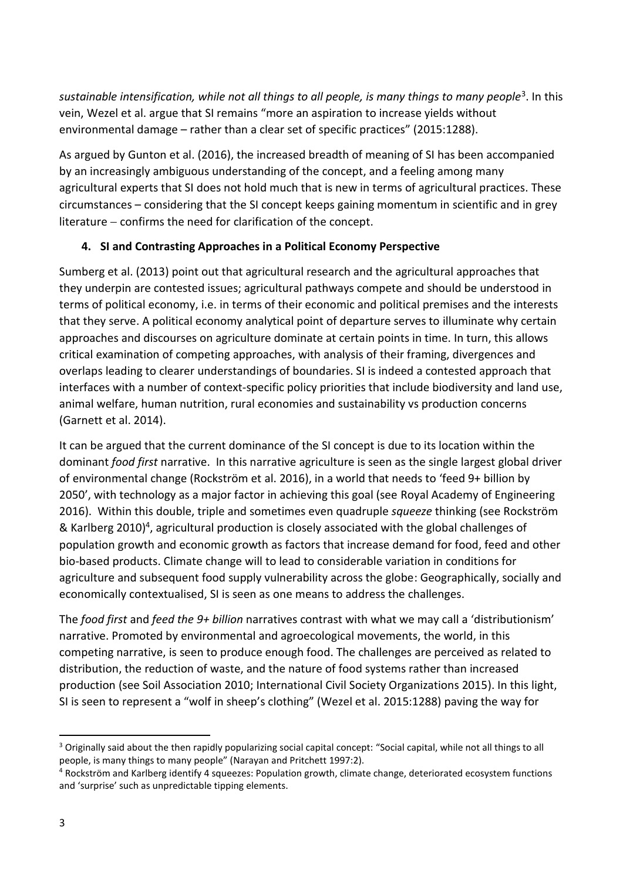*sustainable intensification, while not all things to all people, is many things to many people*[3]. In this vein, Wezel et al. argue that SI remains "more an aspiration to increase yields without environmental damage – rather than a clear set of specific practices" (2015:1288).

As argued by Gunton et al. (2016), the increased breadth of meaning of SI has been accompanied by an increasingly ambiguous understanding of the concept, and a feeling among many agricultural experts that SI does not hold much that is new in terms of agricultural practices. These circumstances – considering that the SI concept keeps gaining momentum in scientific and in grey literature – confirms the need for clarification of the concept.

## 4. SI and Contrasting Approaches in a Political Economy Perspective

Sumberg et al. (2013) point out that agricultural research and the agricultural approaches that they underpin are contested issues; agricultural pathways compete and should be understood in terms of political economy, i.e. in terms of their economic and political premises and the interests that they serve. A political economy analytical point of departure serves to illuminate why certain approaches and discourses on agriculture dominate at certain points in time. In turn, this allows critical examination of competing approaches, with analysis of their framing, divergences and overlaps leading to clearer understandings of boundaries. SI is indeed a contested approach that interfaces with a number of context-specific policy priorities that include biodiversity and land use, animal welfare, human nutrition, rural economies and sustainability vs production concerns (Garnett et al. 2014).

It can be argued that the current dominance of the SI concept is due to its location within the dominant *food first* narrative. In this narrative agriculture is seen as the single largest global driver of environmental change (Rockström et al. 2016), in a world that needs to 'feed 9+ billion by 2050', with technology as a major factor in achieving this goal (see Royal Academy of Engineering 2016). Within this double, triple and sometimes even quadruple *squeeze* thinking (see Rockström & Karlberg 2010)[4], agricultural production is closely associated with the global challenges of population growth and economic growth as factors that increase demand for food, feed and other bio-based products. Climate change will to lead to considerable variation in conditions for agriculture and subsequent food supply vulnerability across the globe: Geographically, socially and economically contextualised, SI is seen as one means to address the challenges.

The *food first* and *feed the 9+ billion* narratives contrast with what we may call a 'distributionism' narrative. Promoted by environmental and agroecological movements, the world, in this competing narrative, is seen to produce enough food. The challenges are perceived as related to distribution, the reduction of waste, and the nature of food systems rather than increased production (see Soil Association 2010; International Civil Society Organizations 2015). In this light, SI is seen to represent a "wolf in sheep's clothing" (Wezel et al. 2015:1288) paving the way for

---

[3] Originally said about the then rapidly popularizing social capital concept: "Social capital, while not all things to all people, is many things to many people" (Narayan and Pritchett 1997:2).

[4] Rockström and Karlberg identify 4 squeezes: Population growth, climate change, deteriorated ecosystem functions and 'surprise' such as unpredictable tipping elements.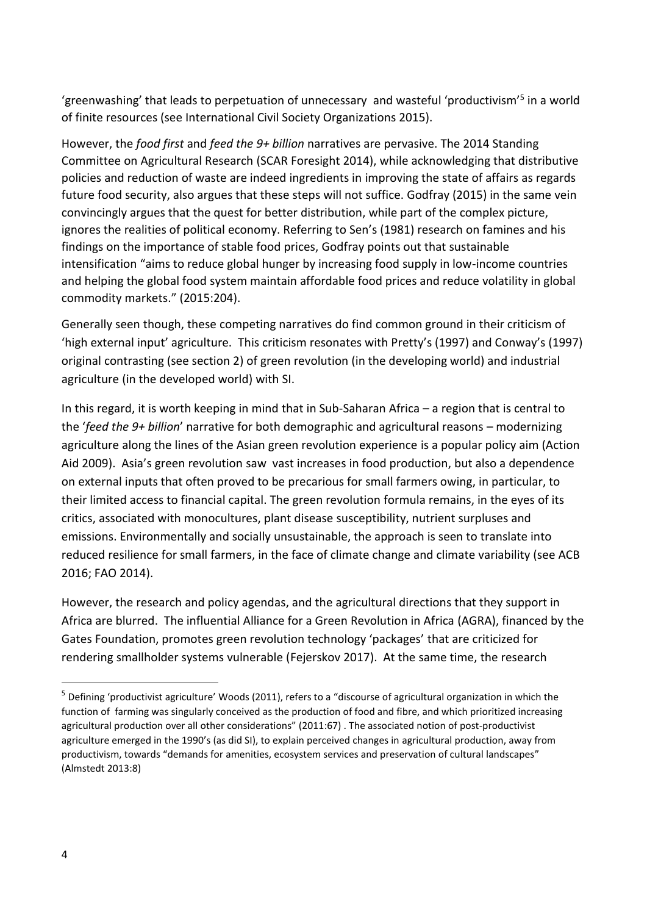'greenwashing' that leads to perpetuation of unnecessary and wasteful 'productivism'[5] in a world of finite resources (see International Civil Society Organizations 2015).

However, the *food first* and *feed the 9+ billion* narratives are pervasive. The 2014 Standing Committee on Agricultural Research (SCAR Foresight 2014), while acknowledging that distributive policies and reduction of waste are indeed ingredients in improving the state of affairs as regards future food security, also argues that these steps will not suffice. Godfray (2015) in the same vein convincingly argues that the quest for better distribution, while part of the complex picture, ignores the realities of political economy. Referring to Sen's (1981) research on famines and his findings on the importance of stable food prices, Godfray points out that sustainable intensification "aims to reduce global hunger by increasing food supply in low-income countries and helping the global food system maintain affordable food prices and reduce volatility in global commodity markets." (2015:204).

Generally seen though, these competing narratives do find common ground in their criticism of 'high external input' agriculture. This criticism resonates with Pretty's (1997) and Conway's (1997) original contrasting (see section 2) of green revolution (in the developing world) and industrial agriculture (in the developed world) with SI.

In this regard, it is worth keeping in mind that in Sub-Saharan Africa – a region that is central to the '*feed the 9+ billion*' narrative for both demographic and agricultural reasons – modernizing agriculture along the lines of the Asian green revolution experience is a popular policy aim (Action Aid 2009). Asia's green revolution saw vast increases in food production, but also a dependence on external inputs that often proved to be precarious for small farmers owing, in particular, to their limited access to financial capital. The green revolution formula remains, in the eyes of its critics, associated with monocultures, plant disease susceptibility, nutrient surpluses and emissions. Environmentally and socially unsustainable, the approach is seen to translate into reduced resilience for small farmers, in the face of climate change and climate variability (see ACB 2016; FAO 2014).

However, the research and policy agendas, and the agricultural directions that they support in Africa are blurred. The influential Alliance for a Green Revolution in Africa (AGRA), financed by the Gates Foundation, promotes green revolution technology 'packages' that are criticized for rendering smallholder systems vulnerable (Fejerskov 2017). At the same time, the research

[5] Defining 'productivist agriculture' Woods (2011), refers to a "discourse of agricultural organization in which the function of farming was singularly conceived as the production of food and fibre, and which prioritized increasing agricultural production over all other considerations" (2011:67) . The associated notion of post-productivist agriculture emerged in the 1990's (as did SI), to explain perceived changes in agricultural production, away from productivism, towards "demands for amenities, ecosystem services and preservation of cultural landscapes" (Almstedt 2013:8)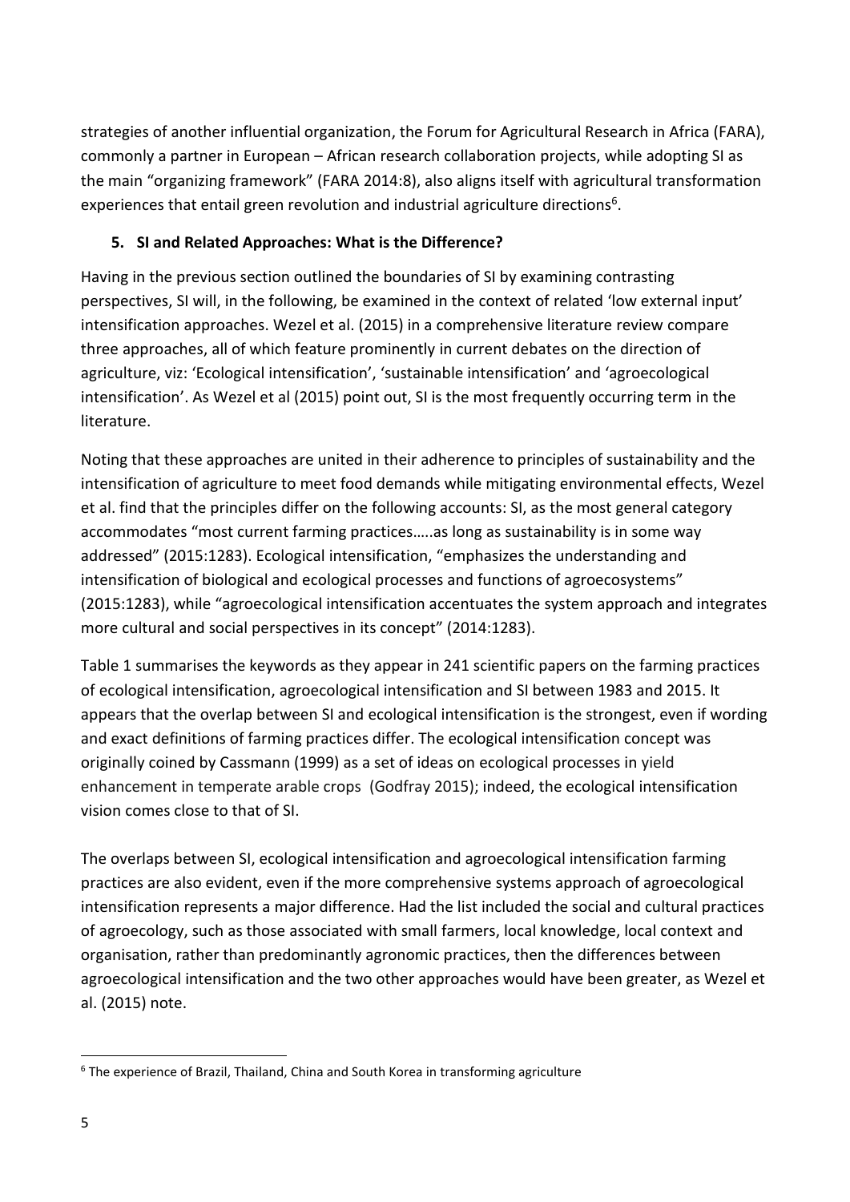strategies of another influential organization, the Forum for Agricultural Research in Africa (FARA), commonly a partner in European – African research collaboration projects, while adopting SI as the main "organizing framework" (FARA 2014:8), also aligns itself with agricultural transformation experiences that entail green revolution and industrial agriculture directions[6].

## 5. SI and Related Approaches: What is the Difference?

Having in the previous section outlined the boundaries of SI by examining contrasting perspectives, SI will, in the following, be examined in the context of related 'low external input' intensification approaches. Wezel et al. (2015) in a comprehensive literature review compare three approaches, all of which feature prominently in current debates on the direction of agriculture, viz: 'Ecological intensification', 'sustainable intensification' and 'agroecological intensification'. As Wezel et al (2015) point out, SI is the most frequently occurring term in the literature.

Noting that these approaches are united in their adherence to principles of sustainability and the intensification of agriculture to meet food demands while mitigating environmental effects, Wezel et al. find that the principles differ on the following accounts: SI, as the most general category accommodates "most current farming practices…..as long as sustainability is in some way addressed" (2015:1283). Ecological intensification, "emphasizes the understanding and intensification of biological and ecological processes and functions of agroecosystems" (2015:1283), while "agroecological intensification accentuates the system approach and integrates more cultural and social perspectives in its concept" (2014:1283).

Table 1 summarises the keywords as they appear in 241 scientific papers on the farming practices of ecological intensification, agroecological intensification and SI between 1983 and 2015. It appears that the overlap between SI and ecological intensification is the strongest, even if wording and exact definitions of farming practices differ. The ecological intensification concept was originally coined by Cassmann (1999) as a set of ideas on ecological processes in yield enhancement in temperate arable crops (Godfray 2015); indeed, the ecological intensification vision comes close to that of SI.

The overlaps between SI, ecological intensification and agroecological intensification farming practices are also evident, even if the more comprehensive systems approach of agroecological intensification represents a major difference. Had the list included the social and cultural practices of agroecology, such as those associated with small farmers, local knowledge, local context and organisation, rather than predominantly agronomic practices, then the differences between agroecological intensification and the two other approaches would have been greater, as Wezel et al. (2015) note.

[6] The experience of Brazil, Thailand, China and South Korea in transforming agriculture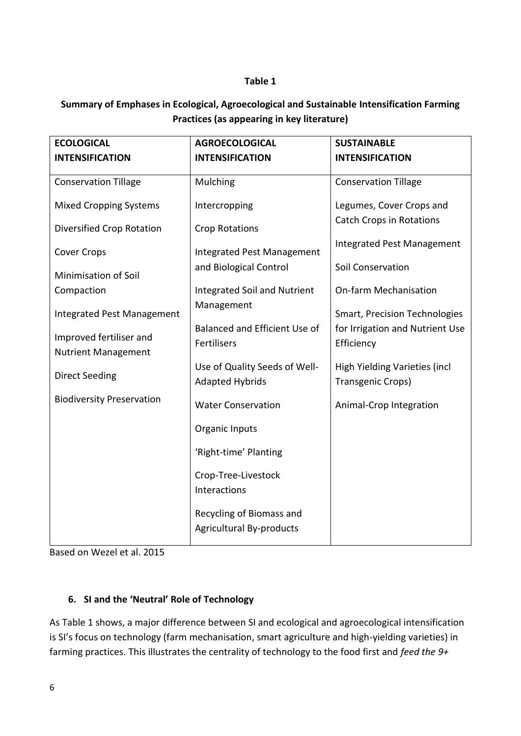**Table 1**

**Summary of Emphases in Ecological, Agroecological and Sustainable Intensification Farming Practices (as appearing in key literature)**

| **ECOLOGICAL INTENSIFICATION** | **AGROECOLOGICAL INTENSIFICATION** | **SUSTAINABLE INTENSIFICATION** |
|---|---|---|
| Conservation Tillage | Mulching | Conservation Tillage |
| Mixed Cropping Systems | Intercropping | Legumes, Cover Crops and Catch Crops in Rotations |
| Diversified Crop Rotation | Crop Rotations | Integrated Pest Management |
| Cover Crops | Integrated Pest Management and Biological Control | Soil Conservation |
| Minimisation of Soil Compaction | Integrated Soil and Nutrient Management | On-farm Mechanisation |
| Integrated Pest Management | Balanced and Efficient Use of Fertilisers | Smart, Precision Technologies for Irrigation and Nutrient Use Efficiency |
| Improved fertiliser and Nutrient Management | Use of Quality Seeds of Well-Adapted Hybrids | High Yielding Varieties (incl Transgenic Crops) |
| Direct Seeding | Water Conservation | Animal-Crop Integration |
| Biodiversity Preservation | Organic Inputs | |
| | 'Right-time' Planting | |
| | Crop-Tree-Livestock Interactions | |
| | Recycling of Biomass and Agricultural By-products | |

Based on Wezel et al. 2015

## 6. SI and the 'Neutral' Role of Technology

As Table 1 shows, a major difference between SI and ecological and agroecological intensification is SI's focus on technology (farm mechanisation, smart agriculture and high-yielding varieties) in farming practices. This illustrates the centrality of technology to the food first and *feed the 9+*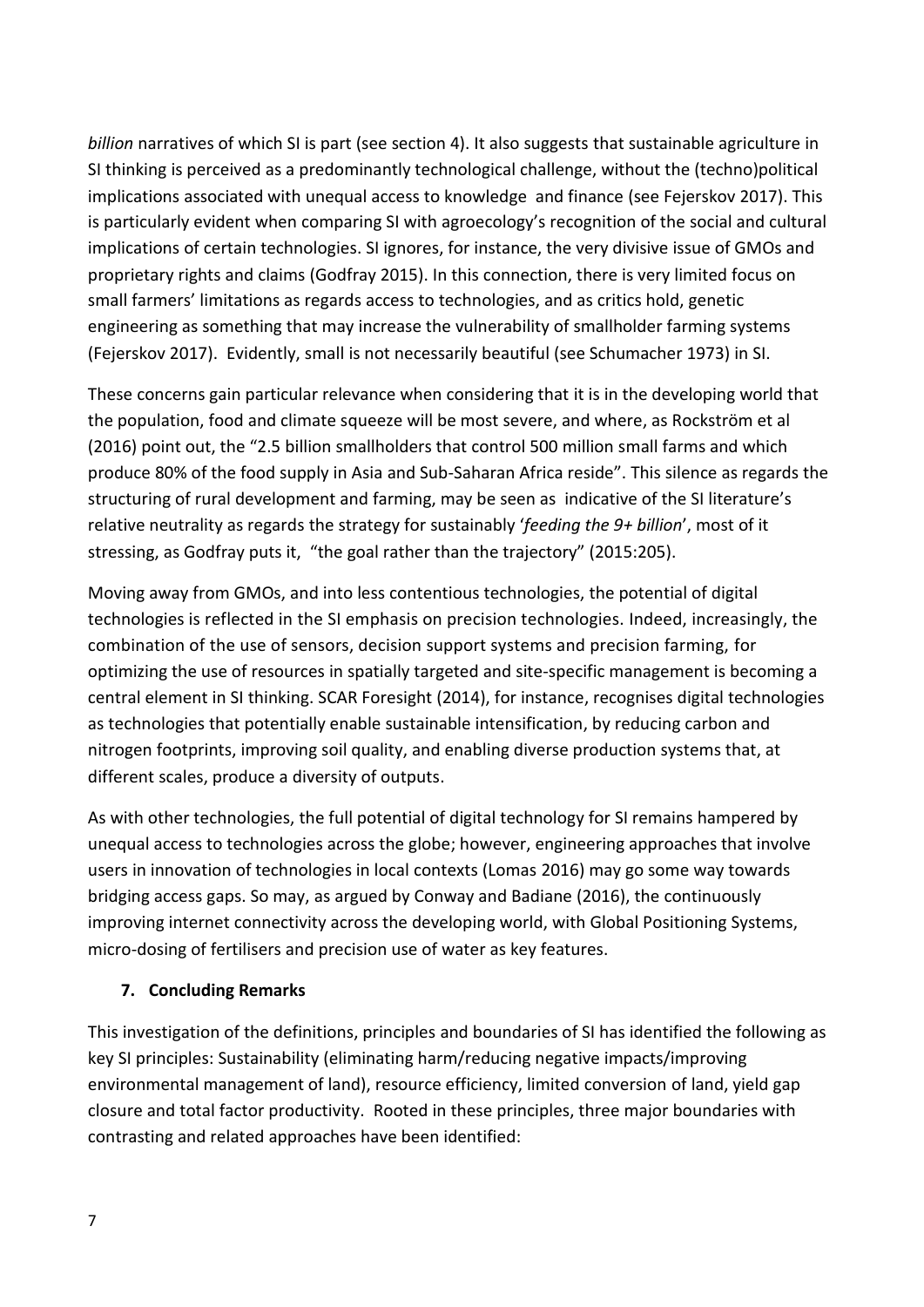*billion* narratives of which SI is part (see section 4). It also suggests that sustainable agriculture in SI thinking is perceived as a predominantly technological challenge, without the (techno)political implications associated with unequal access to knowledge and finance (see Fejerskov 2017). This is particularly evident when comparing SI with agroecology's recognition of the social and cultural implications of certain technologies. SI ignores, for instance, the very divisive issue of GMOs and proprietary rights and claims (Godfray 2015). In this connection, there is very limited focus on small farmers' limitations as regards access to technologies, and as critics hold, genetic engineering as something that may increase the vulnerability of smallholder farming systems (Fejerskov 2017). Evidently, small is not necessarily beautiful (see Schumacher 1973) in SI.

These concerns gain particular relevance when considering that it is in the developing world that the population, food and climate squeeze will be most severe, and where, as Rockström et al (2016) point out, the "2.5 billion smallholders that control 500 million small farms and which produce 80% of the food supply in Asia and Sub-Saharan Africa reside". This silence as regards the structuring of rural development and farming, may be seen as indicative of the SI literature's relative neutrality as regards the strategy for sustainably '*feeding the 9+ billion*', most of it stressing, as Godfray puts it, "the goal rather than the trajectory" (2015:205).

Moving away from GMOs, and into less contentious technologies, the potential of digital technologies is reflected in the SI emphasis on precision technologies. Indeed, increasingly, the combination of the use of sensors, decision support systems and precision farming, for optimizing the use of resources in spatially targeted and site-specific management is becoming a central element in SI thinking. SCAR Foresight (2014), for instance, recognises digital technologies as technologies that potentially enable sustainable intensification, by reducing carbon and nitrogen footprints, improving soil quality, and enabling diverse production systems that, at different scales, produce a diversity of outputs.

As with other technologies, the full potential of digital technology for SI remains hampered by unequal access to technologies across the globe; however, engineering approaches that involve users in innovation of technologies in local contexts (Lomas 2016) may go some way towards bridging access gaps. So may, as argued by Conway and Badiane (2016), the continuously improving internet connectivity across the developing world, with Global Positioning Systems, micro-dosing of fertilisers and precision use of water as key features.

## 7. Concluding Remarks

This investigation of the definitions, principles and boundaries of SI has identified the following as key SI principles: Sustainability (eliminating harm/reducing negative impacts/improving environmental management of land), resource efficiency, limited conversion of land, yield gap closure and total factor productivity. Rooted in these principles, three major boundaries with contrasting and related approaches have been identified: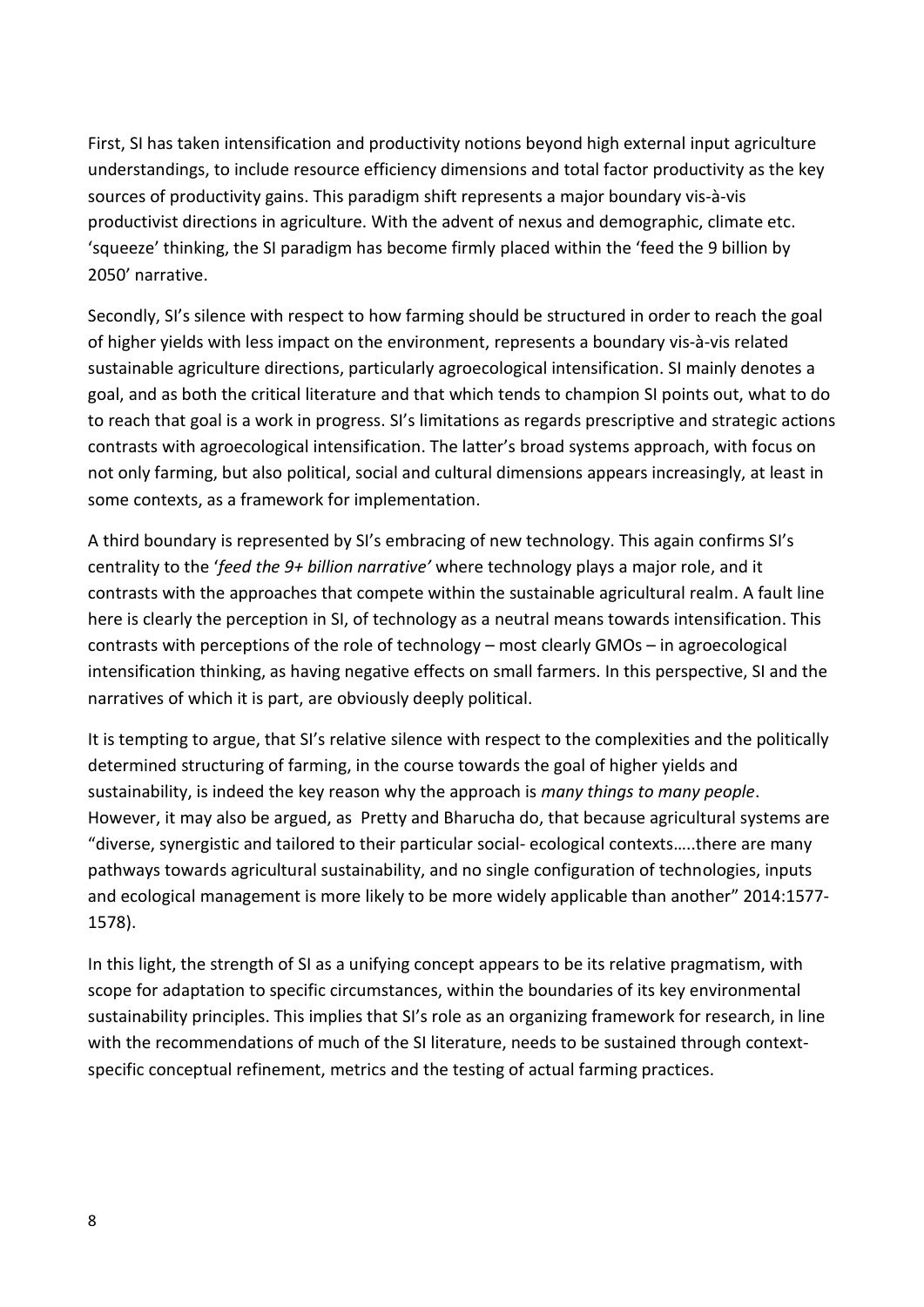First, SI has taken intensification and productivity notions beyond high external input agriculture understandings, to include resource efficiency dimensions and total factor productivity as the key sources of productivity gains. This paradigm shift represents a major boundary vis-à-vis productivist directions in agriculture. With the advent of nexus and demographic, climate etc. 'squeeze' thinking, the SI paradigm has become firmly placed within the 'feed the 9 billion by 2050' narrative.

Secondly, SI's silence with respect to how farming should be structured in order to reach the goal of higher yields with less impact on the environment, represents a boundary vis-à-vis related sustainable agriculture directions, particularly agroecological intensification. SI mainly denotes a goal, and as both the critical literature and that which tends to champion SI points out, what to do to reach that goal is a work in progress. SI's limitations as regards prescriptive and strategic actions contrasts with agroecological intensification. The latter's broad systems approach, with focus on not only farming, but also political, social and cultural dimensions appears increasingly, at least in some contexts, as a framework for implementation.

A third boundary is represented by SI's embracing of new technology. This again confirms SI's centrality to the '*feed the 9+ billion narrative'* where technology plays a major role, and it contrasts with the approaches that compete within the sustainable agricultural realm. A fault line here is clearly the perception in SI, of technology as a neutral means towards intensification. This contrasts with perceptions of the role of technology – most clearly GMOs – in agroecological intensification thinking, as having negative effects on small farmers. In this perspective, SI and the narratives of which it is part, are obviously deeply political.

It is tempting to argue, that SI's relative silence with respect to the complexities and the politically determined structuring of farming, in the course towards the goal of higher yields and sustainability, is indeed the key reason why the approach is *many things to many people*. However, it may also be argued, as Pretty and Bharucha do, that because agricultural systems are "diverse, synergistic and tailored to their particular social- ecological contexts…..there are many pathways towards agricultural sustainability, and no single configuration of technologies, inputs and ecological management is more likely to be more widely applicable than another" 2014:1577-1578).

In this light, the strength of SI as a unifying concept appears to be its relative pragmatism, with scope for adaptation to specific circumstances, within the boundaries of its key environmental sustainability principles. This implies that SI's role as an organizing framework for research, in line with the recommendations of much of the SI literature, needs to be sustained through context-specific conceptual refinement, metrics and the testing of actual farming practices.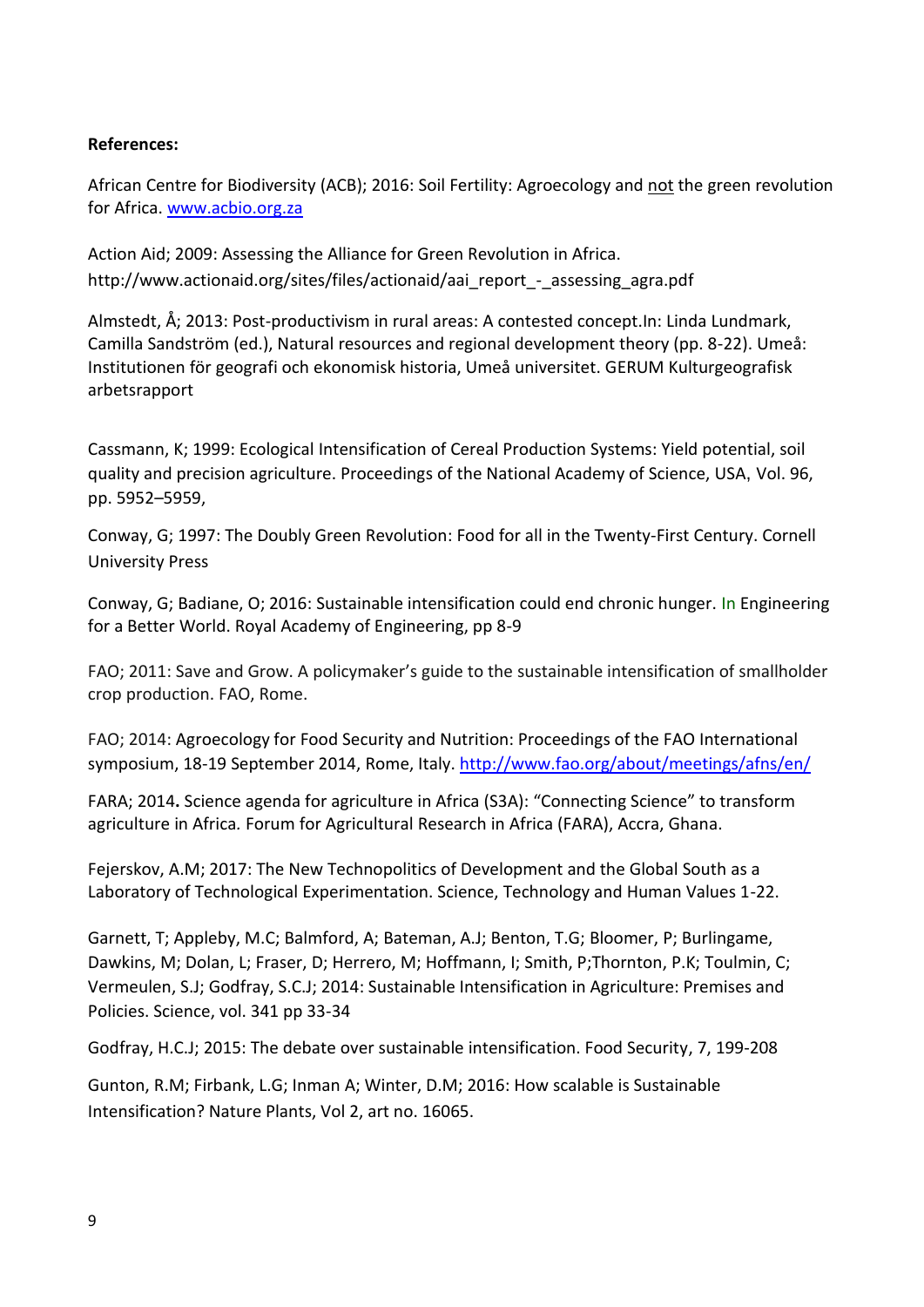**References:**

African Centre for Biodiversity (ACB); 2016: Soil Fertility: Agroecology and not the green revolution for Africa. www.acbio.org.za

Action Aid; 2009: Assessing the Alliance for Green Revolution in Africa. http://www.actionaid.org/sites/files/actionaid/aai_report_-_assessing_agra.pdf

Almstedt, Å; 2013: Post-productivism in rural areas: A contested concept.In: Linda Lundmark, Camilla Sandström (ed.), Natural resources and regional development theory (pp. 8-22). Umeå: Institutionen för geografi och ekonomisk historia, Umeå universitet. GERUM Kulturgeografisk arbetsrapport

Cassmann, K; 1999: Ecological Intensification of Cereal Production Systems: Yield potential, soil quality and precision agriculture. Proceedings of the National Academy of Science, USA, Vol. 96, pp. 5952–5959,

Conway, G; 1997: The Doubly Green Revolution: Food for all in the Twenty-First Century. Cornell University Press

Conway, G; Badiane, O; 2016: Sustainable intensification could end chronic hunger. In Engineering for a Better World. Royal Academy of Engineering, pp 8-9

FAO; 2011: Save and Grow. A policymaker's guide to the sustainable intensification of smallholder crop production. FAO, Rome.

FAO; 2014: Agroecology for Food Security and Nutrition: Proceedings of the FAO International symposium, 18-19 September 2014, Rome, Italy. http://www.fao.org/about/meetings/afns/en/

FARA; 2014**.** Science agenda for agriculture in Africa (S3A): "Connecting Science" to transform agriculture in Africa*.* Forum for Agricultural Research in Africa (FARA), Accra, Ghana.

Fejerskov, A.M; 2017: The New Technopolitics of Development and the Global South as a Laboratory of Technological Experimentation. Science, Technology and Human Values 1-22.

Garnett, T; Appleby, M.C; Balmford, A; Bateman, A.J; Benton, T.G; Bloomer, P; Burlingame, Dawkins, M; Dolan, L; Fraser, D; Herrero, M; Hoffmann, I; Smith, P;Thornton, P.K; Toulmin, C; Vermeulen, S.J; Godfray, S.C.J; 2014: Sustainable Intensification in Agriculture: Premises and Policies. Science, vol. 341 pp 33-34

Godfray, H.C.J; 2015: The debate over sustainable intensification. Food Security, 7, 199-208

Gunton, R.M; Firbank, L.G; Inman A; Winter, D.M; 2016: How scalable is Sustainable Intensification? Nature Plants, Vol 2, art no. 16065.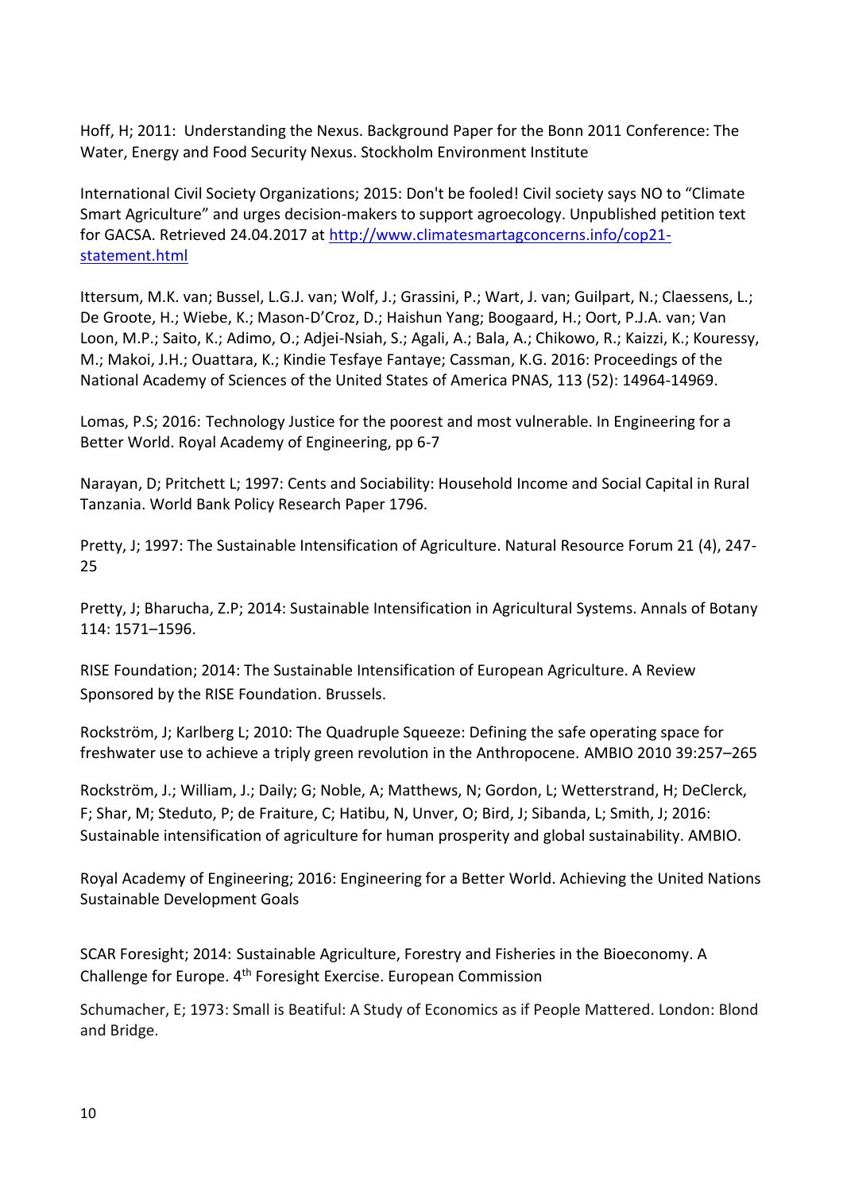Hoff, H; 2011: Understanding the Nexus. Background Paper for the Bonn 2011 Conference: The Water, Energy and Food Security Nexus. Stockholm Environment Institute

International Civil Society Organizations; 2015: Don't be fooled! Civil society says NO to "Climate Smart Agriculture" and urges decision-makers to support agroecology. Unpublished petition text for GACSA. Retrieved 24.04.2017 at [http://www.climatesmartagconcerns.info/cop21-statement.html](http://www.climatesmartagconcerns.info/cop21-statement.html)

Ittersum, M.K. van; Bussel, L.G.J. van; Wolf, J.; Grassini, P.; Wart, J. van; Guilpart, N.; Claessens, L.; De Groote, H.; Wiebe, K.; Mason-D'Croz, D.; Haishun Yang; Boogaard, H.; Oort, P.J.A. van; Van Loon, M.P.; Saito, K.; Adimo, O.; Adjei-Nsiah, S.; Agali, A.; Bala, A.; Chikowo, R.; Kaizzi, K.; Kouressy, M.; Makoi, J.H.; Ouattara, K.; Kindie Tesfaye Fantaye; Cassman, K.G. 2016: Proceedings of the National Academy of Sciences of the United States of America PNAS, 113 (52): 14964-14969.

Lomas, P.S; 2016: Technology Justice for the poorest and most vulnerable. In Engineering for a Better World. Royal Academy of Engineering, pp 6-7

Narayan, D; Pritchett L; 1997: Cents and Sociability: Household Income and Social Capital in Rural Tanzania. World Bank Policy Research Paper 1796.

Pretty, J; 1997: The Sustainable Intensification of Agriculture. Natural Resource Forum 21 (4), 247-25

Pretty, J; Bharucha, Z.P; 2014: Sustainable Intensification in Agricultural Systems. Annals of Botany 114: 1571–1596.

RISE Foundation; 2014: The Sustainable Intensification of European Agriculture. A Review Sponsored by the RISE Foundation. Brussels.

Rockström, J; Karlberg L; 2010: The Quadruple Squeeze: Defining the safe operating space for freshwater use to achieve a triply green revolution in the Anthropocene. AMBIO 2010 39:257–265

Rockström, J.; William, J.; Daily; G; Noble, A; Matthews, N; Gordon, L; Wetterstrand, H; DeClerck, F; Shar, M; Steduto, P; de Fraiture, C; Hatibu, N, Unver, O; Bird, J; Sibanda, L; Smith, J; 2016: Sustainable intensification of agriculture for human prosperity and global sustainability. AMBIO.

Royal Academy of Engineering; 2016: Engineering for a Better World. Achieving the United Nations Sustainable Development Goals

SCAR Foresight; 2014: Sustainable Agriculture, Forestry and Fisheries in the Bioeconomy. A Challenge for Europe. 4th Foresight Exercise. European Commission

Schumacher, E; 1973: Small is Beatiful: A Study of Economics as if People Mattered. London: Blond and Bridge.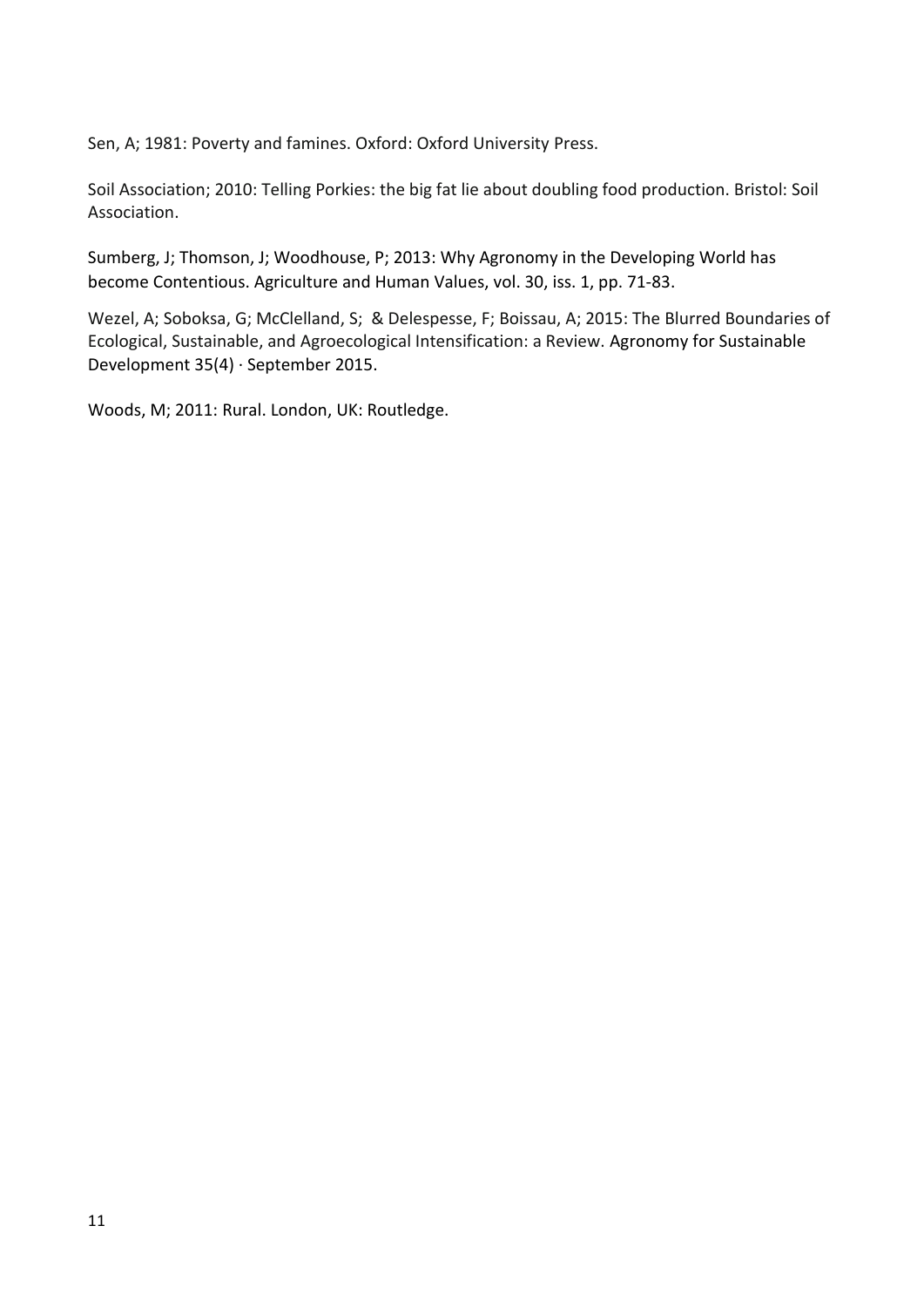Sen, A; 1981: Poverty and famines. Oxford: Oxford University Press.

Soil Association; 2010: Telling Porkies: the big fat lie about doubling food production. Bristol: Soil Association.

Sumberg, J; Thomson, J; Woodhouse, P; 2013: Why Agronomy in the Developing World has become Contentious. Agriculture and Human Values, vol. 30, iss. 1, pp. 71-83.

Wezel, A; Soboksa, G; McClelland, S; & Delespesse, F; Boissau, A; 2015: The Blurred Boundaries of Ecological, Sustainable, and Agroecological Intensification: a Review. Agronomy for Sustainable Development 35(4) · September 2015.

Woods, M; 2011: Rural. London, UK: Routledge.